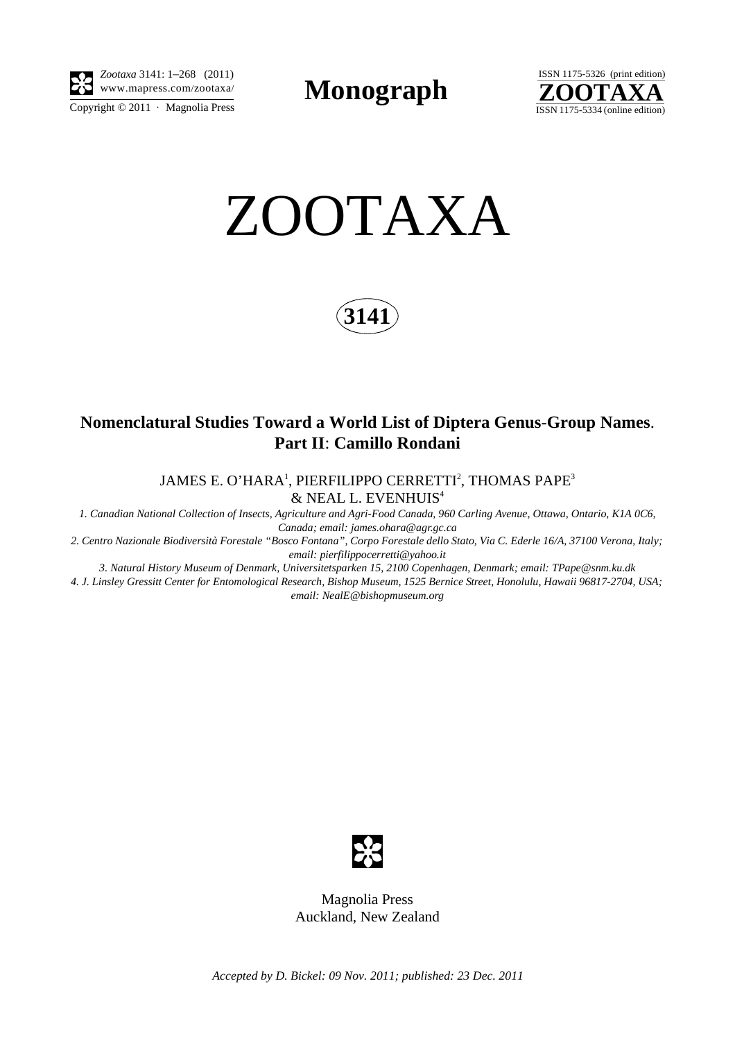# ZOOTAXA

**3141**

## Nomenclatural Studies Toward a World List of Diptera Genus-Group Names. Part II: Camillo Rondani

JAMES E. O'HARA[1], PIERFILIPPO CERRETTI[2], THOMAS PAPE[3] & NEAL L. EVENHUIS[4]

*1. Canadian National Collection of Insects, Agriculture and Agri-Food Canada, 960 Carling Avenue, Ottawa, Ontario, K1A 0C6, Canada; email: james.ohara@agr.gc.ca*

*2. Centro Nazionale Biodiversità Forestale "Bosco Fontana", Corpo Forestale dello Stato, Via C. Ederle 16/A, 37100 Verona, Italy; email: pierfilippocerretti@yahoo.it*

*3. Natural History Museum of Denmark, Universitetsparken 15, 2100 Copenhagen, Denmark; email: TPape@snm.ku.dk*

*4. J. Linsley Gressitt Center for Entomological Research, Bishop Museum, 1525 Bernice Street, Honolulu, Hawaii 96817-2704, USA; email: NealE@bishopmuseum.org*

Magnolia Press
Auckland, New Zealand

*Accepted by D. Bickel: 09 Nov. 2011; published: 23 Dec. 2011*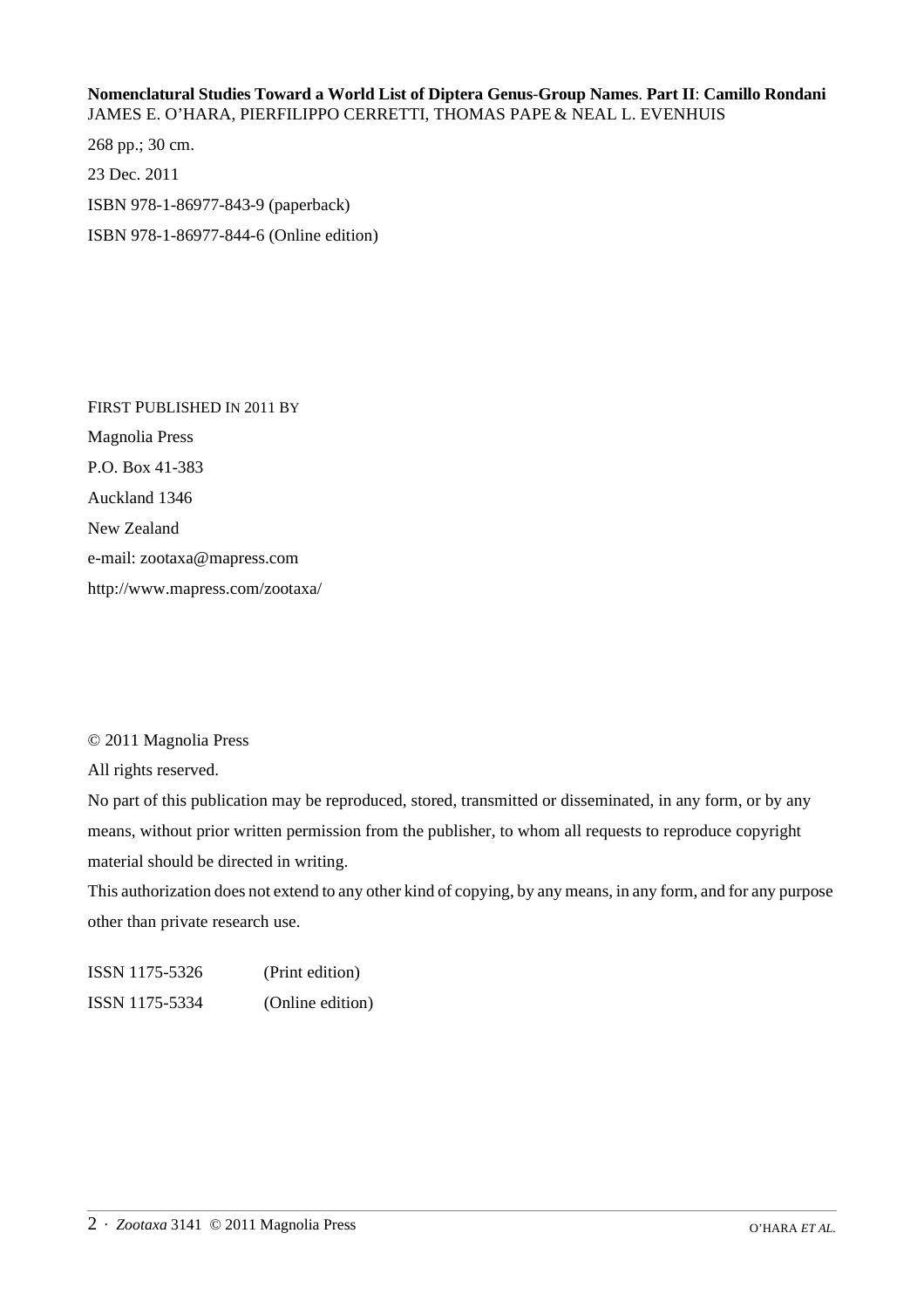**Nomenclatural Studies Toward a World List of Diptera Genus-Group Names**. **Part II**: **Camillo Rondani**
JAMES E. O'HARA, PIERFILIPPO CERRETTI, THOMAS PAPE & NEAL L. EVENHUIS

268 pp.; 30 cm.

23 Dec. 2011

ISBN 978-1-86977-843-9 (paperback)

ISBN 978-1-86977-844-6 (Online edition)

FIRST PUBLISHED IN 2011 BY

Magnolia Press

P.O. Box 41-383

Auckland 1346

New Zealand

e-mail: zootaxa@mapress.com

http://www.mapress.com/zootaxa/

© 2011 Magnolia Press

All rights reserved.

No part of this publication may be reproduced, stored, transmitted or disseminated, in any form, or by any means, without prior written permission from the publisher, to whom all requests to reproduce copyright material should be directed in writing.

This authorization does not extend to any other kind of copying, by any means, in any form, and for any purpose other than private research use.

ISSN 1175-5326 (Print edition)

ISSN 1175-5334 (Online edition)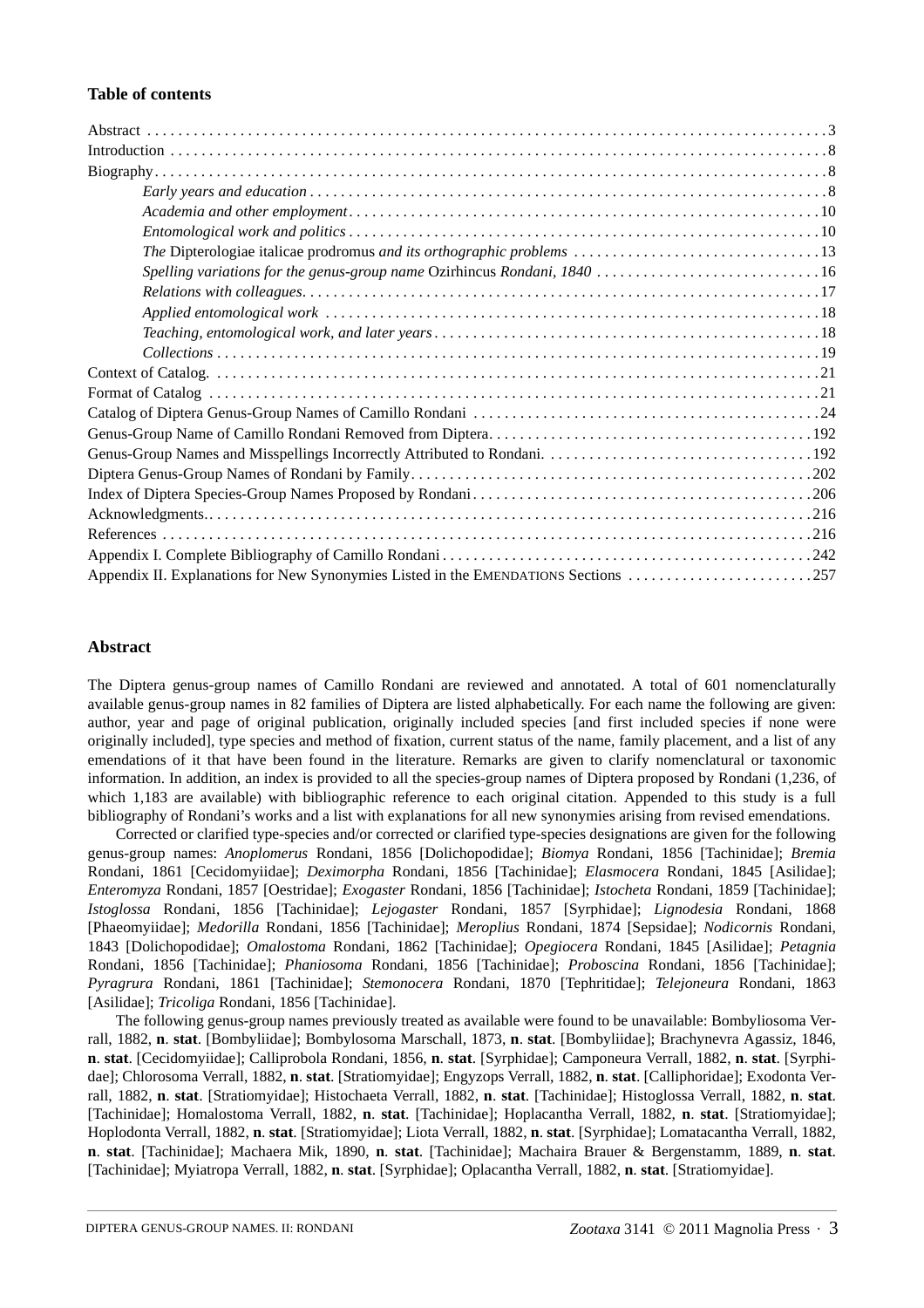### Table of contents

- Abstract .......... 3
- Introduction .......... 8
- Biography .......... 8
  - *Early years and education* .......... 8
  - *Academia and other employment* .......... 10
  - *Entomological work and politics* .......... 10
  - *The* Dipterologiae italicae prodromus *and its orthographic problems* .......... 13
  - *Spelling variations for the genus-group name* Ozirhincus *Rondani, 1840* .......... 16
  - *Relations with colleagues* .......... 17
  - *Applied entomological work* .......... 18
  - *Teaching, entomological work, and later years* .......... 18
  - *Collections* .......... 19
- Context of Catalog. .......... 21
- Format of Catalog .......... 21
- Catalog of Diptera Genus-Group Names of Camillo Rondani .......... 24
- Genus-Group Name of Camillo Rondani Removed from Diptera .......... 192
- Genus-Group Names and Misspellings Incorrectly Attributed to Rondani. .......... 192
- Diptera Genus-Group Names of Rondani by Family .......... 202
- Index of Diptera Species-Group Names Proposed by Rondani .......... 206
- Acknowledgments. .......... 216
- References .......... 216
- Appendix I. Complete Bibliography of Camillo Rondani .......... 242
- Appendix II. Explanations for New Synonymies Listed in the EMENDATIONS Sections .......... 257

### Abstract

The Diptera genus-group names of Camillo Rondani are reviewed and annotated. A total of 601 nomenclaturally available genus-group names in 82 families of Diptera are listed alphabetically. For each name the following are given: author, year and page of original publication, originally included species [and first included species if none were originally included], type species and method of fixation, current status of the name, family placement, and a list of any emendations of it that have been found in the literature. Remarks are given to clarify nomenclatural or taxonomic information. In addition, an index is provided to all the species-group names of Diptera proposed by Rondani (1,236, of which 1,183 are available) with bibliographic reference to each original citation. Appended to this study is a full bibliography of Rondani's works and a list with explanations for all new synonymies arising from revised emendations.

Corrected or clarified type-species and/or corrected or clarified type-species designations are given for the following genus-group names: *Anoplomerus* Rondani, 1856 [Dolichopodidae]; *Biomya* Rondani, 1856 [Tachinidae]; *Bremia* Rondani, 1861 [Cecidomyiidae]; *Deximorpha* Rondani, 1856 [Tachinidae]; *Elasmocera* Rondani, 1845 [Asilidae]; *Enteromyza* Rondani, 1857 [Oestridae]; *Exogaster* Rondani, 1856 [Tachinidae]; *Istocheta* Rondani, 1859 [Tachinidae]; *Istoglossa* Rondani, 1856 [Tachinidae]; *Lejogaster* Rondani, 1857 [Syrphidae]; *Lignodesia* Rondani, 1868 [Phaeomyiidae]; *Medorilla* Rondani, 1856 [Tachinidae]; *Meroplius* Rondani, 1874 [Sepsidae]; *Nodicornis* Rondani, 1843 [Dolichopodidae]; *Omalostoma* Rondani, 1862 [Tachinidae]; *Opegiocera* Rondani, 1845 [Asilidae]; *Petagnia* Rondani, 1856 [Tachinidae]; *Phaniosoma* Rondani, 1856 [Tachinidae]; *Proboscina* Rondani, 1856 [Tachinidae]; *Pyragrura* Rondani, 1861 [Tachinidae]; *Stemonocera* Rondani, 1870 [Tephritidae]; *Telejoneura* Rondani, 1863 [Asilidae]; *Tricoliga* Rondani, 1856 [Tachinidae].

The following genus-group names previously treated as available were found to be unavailable: Bombyliosoma Verrall, 1882, **n**. **stat**. [Bombyliidae]; Bombylosoma Marschall, 1873, **n**. **stat**. [Bombyliidae]; Brachynevra Agassiz, 1846, **n**. **stat**. [Cecidomyiidae]; Calliprobola Rondani, 1856, **n**. **stat**. [Syrphidae]; Camponeura Verrall, 1882, **n**. **stat**. [Syrphidae]; Chlorosoma Verrall, 1882, **n**. **stat**. [Stratiomyidae]; Engyzops Verrall, 1882, **n**. **stat**. [Calliphoridae]; Exodonta Verrall, 1882, **n**. **stat**. [Stratiomyidae]; Histochaeta Verrall, 1882, **n**. **stat**. [Tachinidae]; Histoglossa Verrall, 1882, **n**. **stat**. [Tachinidae]; Homalostoma Verrall, 1882, **n**. **stat**. [Tachinidae]; Hoplacantha Verrall, 1882, **n**. **stat**. [Stratiomyidae]; Hoplodonta Verrall, 1882, **n**. **stat**. [Stratiomyidae]; Liota Verrall, 1882, **n**. **stat**. [Syrphidae]; Lomatacantha Verrall, 1882, **n**. **stat**. [Tachinidae]; Machaera Mik, 1890, **n**. **stat**. [Tachinidae]; Machaira Brauer & Bergenstamm, 1889, **n**. **stat**. [Tachinidae]; Myiatropa Verrall, 1882, **n**. **stat**. [Syrphidae]; Oplacantha Verrall, 1882, **n**. **stat**. [Stratiomyidae].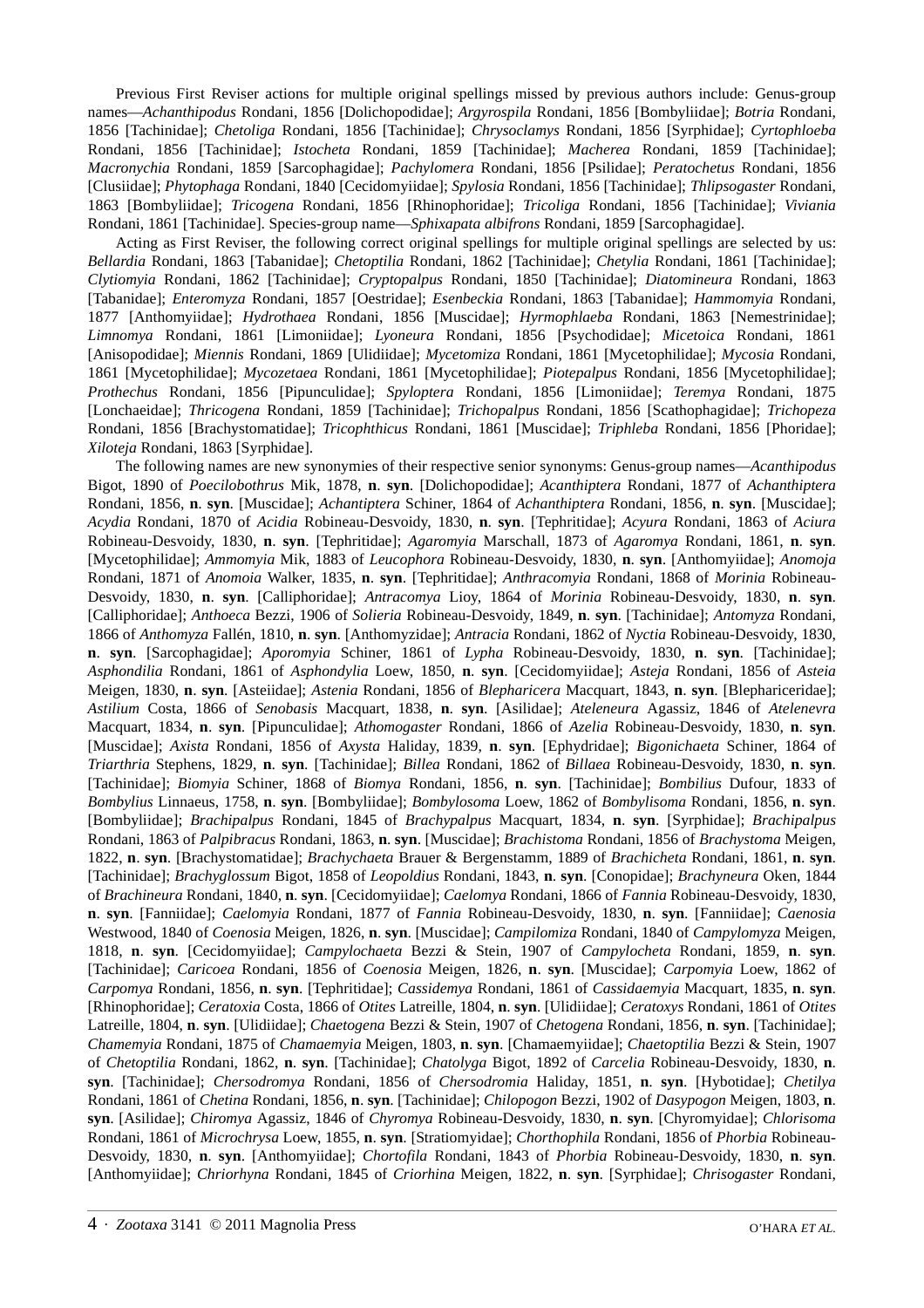Previous First Reviser actions for multiple original spellings missed by previous authors include: Genus-group names—*Achanthipodus* Rondani, 1856 [Dolichopodidae]; *Argyrospila* Rondani, 1856 [Bombyliidae]; *Botria* Rondani, 1856 [Tachinidae]; *Chetoliga* Rondani, 1856 [Tachinidae]; *Chrysoclamys* Rondani, 1856 [Syrphidae]; *Cyrtophloeba* Rondani, 1856 [Tachinidae]; *Istocheta* Rondani, 1859 [Tachinidae]; *Macherea* Rondani, 1859 [Tachinidae]; *Macronychia* Rondani, 1859 [Sarcophagidae]; *Pachylomera* Rondani, 1856 [Psilidae]; *Peratochetus* Rondani, 1856 [Clusiidae]; *Phytophaga* Rondani, 1840 [Cecidomyiidae]; *Spylosia* Rondani, 1856 [Tachinidae]; *Thlipsogaster* Rondani, 1863 [Bombyliidae]; *Tricogena* Rondani, 1856 [Rhinophoridae]; *Tricoliga* Rondani, 1856 [Tachinidae]; *Viviania* Rondani, 1861 [Tachinidae]. Species-group name—*Sphixapata albifrons* Rondani, 1859 [Sarcophagidae].

Acting as First Reviser, the following correct original spellings for multiple original spellings are selected by us: *Bellardia* Rondani, 1863 [Tabanidae]; *Chetoptilia* Rondani, 1862 [Tachinidae]; *Chetylia* Rondani, 1861 [Tachinidae]; *Clytiomyia* Rondani, 1862 [Tachinidae]; *Cryptopalpus* Rondani, 1850 [Tachinidae]; *Diatomineura* Rondani, 1863 [Tabanidae]; *Enteromyza* Rondani, 1857 [Oestridae]; *Esenbeckia* Rondani, 1863 [Tabanidae]; *Hammomyia* Rondani, 1877 [Anthomyiidae]; *Hydrothaea* Rondani, 1856 [Muscidae]; *Hyrmophlaeba* Rondani, 1863 [Nemestrinidae]; *Limnomya* Rondani, 1861 [Limoniidae]; *Lyoneura* Rondani, 1856 [Psychodidae]; *Micetoica* Rondani, 1861 [Anisopodidae]; *Miennis* Rondani, 1869 [Ulidiidae]; *Mycetomiza* Rondani, 1861 [Mycetophilidae]; *Mycosia* Rondani, 1861 [Mycetophilidae]; *Mycozetaea* Rondani, 1861 [Mycetophilidae]; *Piotepalpus* Rondani, 1856 [Mycetophilidae]; *Prothechus* Rondani, 1856 [Pipunculidae]; *Spyloptera* Rondani, 1856 [Limoniidae]; *Teremya* Rondani, 1875 [Lonchaeidae]; *Thricogena* Rondani, 1859 [Tachinidae]; *Trichopalpus* Rondani, 1856 [Scathophagidae]; *Trichopeza* Rondani, 1856 [Brachystomatidae]; *Tricophthicus* Rondani, 1861 [Muscidae]; *Triphleba* Rondani, 1856 [Phoridae]; *Xiloteja* Rondani, 1863 [Syrphidae].

The following names are new synonymies of their respective senior synonyms: Genus-group names—*Acanthipodus* Bigot, 1890 of *Poecilobothrus* Mik, 1878, **n**. **syn**. [Dolichopodidae]; *Acanthiptera* Rondani, 1877 of *Achanthiptera* Rondani, 1856, **n**. **syn**. [Muscidae]; *Achantiptera* Schiner, 1864 of *Achanthiptera* Rondani, 1856, **n**. **syn**. [Muscidae]; *Acydia* Rondani, 1870 of *Acidia* Robineau-Desvoidy, 1830, **n**. **syn**. [Tephritidae]; *Acyura* Rondani, 1863 of *Aciura* Robineau-Desvoidy, 1830, **n**. **syn**. [Tephritidae]; *Agaromyia* Marschall, 1873 of *Agaromya* Rondani, 1861, **n**. **syn**. [Mycetophilidae]; *Ammomyia* Mik, 1883 of *Leucophora* Robineau-Desvoidy, 1830, **n**. **syn**. [Anthomyiidae]; *Anomoja* Rondani, 1871 of *Anomoia* Walker, 1835, **n**. **syn**. [Tephritidae]; *Anthracomyia* Rondani, 1868 of *Morinia* Robineau-Desvoidy, 1830, **n**. **syn**. [Calliphoridae]; *Antracomya* Lioy, 1864 of *Morinia* Robineau-Desvoidy, 1830, **n**. **syn**. [Calliphoridae]; *Anthoeca* Bezzi, 1906 of *Solieria* Robineau-Desvoidy, 1849, **n**. **syn**. [Tachinidae]; *Antomyza* Rondani, 1866 of *Anthomyza* Fallén, 1810, **n**. **syn**. [Anthomyzidae]; *Antracia* Rondani, 1862 of *Nyctia* Robineau-Desvoidy, 1830, **n**. **syn**. [Sarcophagidae]; *Aporomyia* Schiner, 1861 of *Lypha* Robineau-Desvoidy, 1830, **n**. **syn**. [Tachinidae]; *Asphondilia* Rondani, 1861 of *Asphondylia* Loew, 1850, **n**. **syn**. [Cecidomyiidae]; *Asteja* Rondani, 1856 of *Asteia* Meigen, 1830, **n**. **syn**. [Asteiidae]; *Astenia* Rondani, 1856 of *Blepharicera* Macquart, 1843, **n**. **syn**. [Blephariceridae]; *Astilium* Costa, 1866 of *Senobasis* Macquart, 1838, **n**. **syn**. [Asilidae]; *Ateleneura* Agassiz, 1846 of *Atelenevra* Macquart, 1834, **n**. **syn**. [Pipunculidae]; *Athomogaster* Rondani, 1866 of *Azelia* Robineau-Desvoidy, 1830, **n**. **syn**. [Muscidae]; *Axista* Rondani, 1856 of *Axysta* Haliday, 1839, **n**. **syn**. [Ephydridae]; *Bigonichaeta* Schiner, 1864 of *Triarthria* Stephens, 1829, **n**. **syn**. [Tachinidae]; *Billea* Rondani, 1862 of *Billaea* Robineau-Desvoidy, 1830, **n**. **syn**. [Tachinidae]; *Biomyia* Schiner, 1868 of *Biomya* Rondani, 1856, **n**. **syn**. [Tachinidae]; *Bombilius* Dufour, 1833 of *Bombylius* Linnaeus, 1758, **n**. **syn**. [Bombyliidae]; *Bombylosoma* Loew, 1862 of *Bombylisoma* Rondani, 1856, **n**. **syn**. [Bombyliidae]; *Brachipalpus* Rondani, 1845 of *Brachypalpus* Macquart, 1834, **n**. **syn**. [Syrphidae]; *Brachipalpus* Rondani, 1863 of *Palpibracus* Rondani, 1863, **n**. **syn**. [Muscidae]; *Brachistoma* Rondani, 1856 of *Brachystoma* Meigen, 1822, **n**. **syn**. [Brachystomatidae]; *Brachychaeta* Brauer & Bergenstamm, 1889 of *Brachicheta* Rondani, 1861, **n**. **syn**. [Tachinidae]; *Brachyglossum* Bigot, 1858 of *Leopoldius* Rondani, 1843, **n**. **syn**. [Conopidae]; *Brachyneura* Oken, 1844 of *Brachineura* Rondani, 1840, **n**. **syn**. [Cecidomyiidae]; *Caelomya* Rondani, 1866 of *Fannia* Robineau-Desvoidy, 1830, **n**. **syn**. [Fanniidae]; *Caelomyia* Rondani, 1877 of *Fannia* Robineau-Desvoidy, 1830, **n**. **syn**. [Fanniidae]; *Caenosia* Westwood, 1840 of *Coenosia* Meigen, 1826, **n**. **syn**. [Muscidae]; *Campilomiza* Rondani, 1840 of *Campylomyza* Meigen, 1818, **n**. **syn**. [Cecidomyiidae]; *Campylochaeta* Bezzi & Stein, 1907 of *Campylocheta* Rondani, 1859, **n**. **syn**. [Tachinidae]; *Caricoea* Rondani, 1856 of *Coenosia* Meigen, 1826, **n**. **syn**. [Muscidae]; *Carpomyia* Loew, 1862 of *Carpomya* Rondani, 1856, **n**. **syn**. [Tephritidae]; *Cassidemya* Rondani, 1861 of *Cassidaemyia* Macquart, 1835, **n**. **syn**. [Rhinophoridae]; *Ceratoxia* Costa, 1866 of *Otites* Latreille, 1804, **n**. **syn**. [Ulidiidae]; *Ceratoxys* Rondani, 1861 of *Otites* Latreille, 1804, **n**. **syn**. [Ulidiidae]; *Chaetogena* Bezzi & Stein, 1907 of *Chetogena* Rondani, 1856, **n**. **syn**. [Tachinidae]; *Chamemyia* Rondani, 1875 of *Chamaemyia* Meigen, 1803, **n**. **syn**. [Chamaemyiidae]; *Chaetoptilia* Bezzi & Stein, 1907 of *Chetoptilia* Rondani, 1862, **n**. **syn**. [Tachinidae]; *Chatolyga* Bigot, 1892 of *Carcelia* Robineau-Desvoidy, 1830, **n**. **syn**. [Tachinidae]; *Chersodromya* Rondani, 1856 of *Chersodromia* Haliday, 1851, **n**. **syn**. [Hybotidae]; *Chetilya* Rondani, 1861 of *Chetina* Rondani, 1856, **n**. **syn**. [Tachinidae]; *Chilopogon* Bezzi, 1902 of *Dasypogon* Meigen, 1803, **n**. **syn**. [Asilidae]; *Chiromya* Agassiz, 1846 of *Chyromya* Robineau-Desvoidy, 1830, **n**. **syn**. [Chyromyidae]; *Chlorisoma* Rondani, 1861 of *Microchrysa* Loew, 1855, **n**. **syn**. [Stratiomyidae]; *Chorthophila* Rondani, 1856 of *Phorbia* Robineau-Desvoidy, 1830, **n**. **syn**. [Anthomyiidae]; *Chortofila* Rondani, 1843 of *Phorbia* Robineau-Desvoidy, 1830, **n**. **syn**. [Anthomyiidae]; *Chriorhyna* Rondani, 1845 of *Criorhina* Meigen, 1822, **n**. **syn**. [Syrphidae]; *Chrisogaster* Rondani,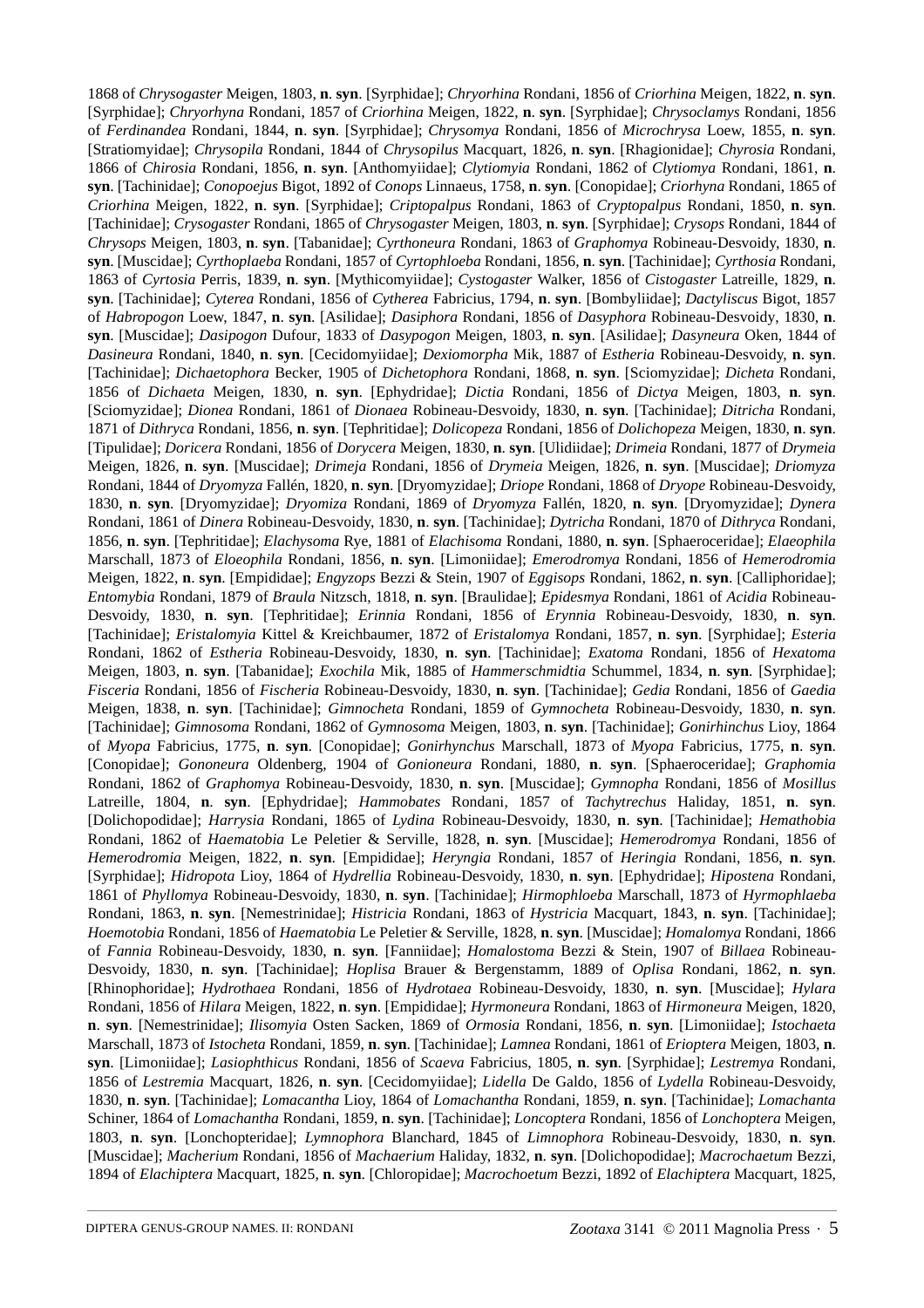1868 of *Chrysogaster* Meigen, 1803, **n**. **syn**. [Syrphidae]; *Chryorhina* Rondani, 1856 of *Criorhina* Meigen, 1822, **n**. **syn**. [Syrphidae]; *Chryorhyna* Rondani, 1857 of *Criorhina* Meigen, 1822, **n**. **syn**. [Syrphidae]; *Chrysoclamys* Rondani, 1856 of *Ferdinandea* Rondani, 1844, **n**. **syn**. [Syrphidae]; *Chrysomya* Rondani, 1856 of *Microchrysa* Loew, 1855, **n**. **syn**. [Stratiomyidae]; *Chrysopila* Rondani, 1844 of *Chrysopilus* Macquart, 1826, **n**. **syn**. [Rhagionidae]; *Chyrosia* Rondani, 1866 of *Chirosia* Rondani, 1856, **n**. **syn**. [Anthomyiidae]; *Clytiomyia* Rondani, 1862 of *Clytiomya* Rondani, 1861, **n**. **syn**. [Tachinidae]; *Conopoejus* Bigot, 1892 of *Conops* Linnaeus, 1758, **n**. **syn**. [Conopidae]; *Criorhyna* Rondani, 1865 of *Criorhina* Meigen, 1822, **n**. **syn**. [Syrphidae]; *Criptopalpus* Rondani, 1863 of *Cryptopalpus* Rondani, 1850, **n**. **syn**. [Tachinidae]; *Crysogaster* Rondani, 1865 of *Chrysogaster* Meigen, 1803, **n**. **syn**. [Syrphidae]; *Crysops* Rondani, 1844 of *Chrysops* Meigen, 1803, **n**. **syn**. [Tabanidae]; *Cyrthoneura* Rondani, 1863 of *Graphomya* Robineau-Desvoidy, 1830, **n**. **syn**. [Muscidae]; *Cyrthoplaeba* Rondani, 1857 of *Cyrtophloeba* Rondani, 1856, **n**. **syn**. [Tachinidae]; *Cyrthosia* Rondani, 1863 of *Cyrtosia* Perris, 1839, **n**. **syn**. [Mythicomyiidae]; *Cystogaster* Walker, 1856 of *Cistogaster* Latreille, 1829, **n**. **syn**. [Tachinidae]; *Cyterea* Rondani, 1856 of *Cytherea* Fabricius, 1794, **n**. **syn**. [Bombyliidae]; *Dactyliscus* Bigot, 1857 of *Habropogon* Loew, 1847, **n**. **syn**. [Asilidae]; *Dasiphora* Rondani, 1856 of *Dasyphora* Robineau-Desvoidy, 1830, **n**. **syn**. [Muscidae]; *Dasipogon* Dufour, 1833 of *Dasypogon* Meigen, 1803, **n**. **syn**. [Asilidae]; *Dasyneura* Oken, 1844 of *Dasineura* Rondani, 1840, **n**. **syn**. [Cecidomyiidae]; *Dexiomorpha* Mik, 1887 of *Estheria* Robineau-Desvoidy, **n**. **syn**. [Tachinidae]; *Dichaetophora* Becker, 1905 of *Dichetophora* Rondani, 1868, **n**. **syn**. [Sciomyzidae]; *Dicheta* Rondani, 1856 of *Dichaeta* Meigen, 1830, **n**. **syn**. [Ephydridae]; *Dictia* Rondani, 1856 of *Dictya* Meigen, 1803, **n**. **syn**. [Sciomyzidae]; *Dionea* Rondani, 1861 of *Dionaea* Robineau-Desvoidy, 1830, **n**. **syn**. [Tachinidae]; *Ditricha* Rondani, 1871 of *Dithryca* Rondani, 1856, **n**. **syn**. [Tephritidae]; *Dolicopeza* Rondani, 1856 of *Dolichopeza* Meigen, 1830, **n**. **syn**. [Tipulidae]; *Doricera* Rondani, 1856 of *Dorycera* Meigen, 1830, **n**. **syn**. [Ulidiidae]; *Drimeia* Rondani, 1877 of *Drymeia* Meigen, 1826, **n**. **syn**. [Muscidae]; *Drimeja* Rondani, 1856 of *Drymeia* Meigen, 1826, **n**. **syn**. [Muscidae]; *Driomyza* Rondani, 1844 of *Dryomyza* Fallén, 1820, **n**. **syn**. [Dryomyzidae]; *Driope* Rondani, 1868 of *Dryope* Robineau-Desvoidy, 1830, **n**. **syn**. [Dryomyzidae]; *Dryomiza* Rondani, 1869 of *Dryomyza* Fallén, 1820, **n**. **syn**. [Dryomyzidae]; *Dynera* Rondani, 1861 of *Dinera* Robineau-Desvoidy, 1830, **n**. **syn**. [Tachinidae]; *Dytricha* Rondani, 1870 of *Dithryca* Rondani, 1856, **n**. **syn**. [Tephritidae]; *Elachysoma* Rye, 1881 of *Elachisoma* Rondani, 1880, **n**. **syn**. [Sphaeroceridae]; *Elaeophila* Marschall, 1873 of *Eloeophila* Rondani, 1856, **n**. **syn**. [Limoniidae]; *Emerodromya* Rondani, 1856 of *Hemerodromia* Meigen, 1822, **n**. **syn**. [Empididae]; *Engyzops* Bezzi & Stein, 1907 of *Eggisops* Rondani, 1862, **n**. **syn**. [Calliphoridae]; *Entomybia* Rondani, 1879 of *Braula* Nitzsch, 1818, **n**. **syn**. [Braulidae]; *Epidesmya* Rondani, 1861 of *Acidia* Robineau-Desvoidy, 1830, **n**. **syn**. [Tephritidae]; *Erinnia* Rondani, 1856 of *Erynnia* Robineau-Desvoidy, 1830, **n**. **syn**. [Tachinidae]; *Eristalomyia* Kittel & Kreichbaumer, 1872 of *Eristalomya* Rondani, 1857, **n**. **syn**. [Syrphidae]; *Esteria* Rondani, 1862 of *Estheria* Robineau-Desvoidy, 1830, **n**. **syn**. [Tachinidae]; *Exatoma* Rondani, 1856 of *Hexatoma* Meigen, 1803, **n**. **syn**. [Tabanidae]; *Exochila* Mik, 1885 of *Hammerschmidtia* Schummel, 1834, **n**. **syn**. [Syrphidae]; *Fisceria* Rondani, 1856 of *Fischeria* Robineau-Desvoidy, 1830, **n**. **syn**. [Tachinidae]; *Gedia* Rondani, 1856 of *Gaedia* Meigen, 1838, **n**. **syn**. [Tachinidae]; *Gimnocheta* Rondani, 1859 of *Gymnocheta* Robineau-Desvoidy, 1830, **n**. **syn**. [Tachinidae]; *Gimnosoma* Rondani, 1862 of *Gymnosoma* Meigen, 1803, **n**. **syn**. [Tachinidae]; *Gonirhinchus* Lioy, 1864 of *Myopa* Fabricius, 1775, **n**. **syn**. [Conopidae]; *Gonirhynchus* Marschall, 1873 of *Myopa* Fabricius, 1775, **n**. **syn**. [Conopidae]; *Gononeura* Oldenberg, 1904 of *Gonioneura* Rondani, 1880, **n**. **syn**. [Sphaeroceridae]; *Graphomia* Rondani, 1862 of *Graphomya* Robineau-Desvoidy, 1830, **n**. **syn**. [Muscidae]; *Gymnopha* Rondani, 1856 of *Mosillus* Latreille, 1804, **n**. **syn**. [Ephydridae]; *Hammobates* Rondani, 1857 of *Tachytrechus* Haliday, 1851, **n**. **syn**. [Dolichopodidae]; *Harrysia* Rondani, 1865 of *Lydina* Robineau-Desvoidy, 1830, **n**. **syn**. [Tachinidae]; *Hemathobia* Rondani, 1862 of *Haematobia* Le Peletier & Serville, 1828, **n**. **syn**. [Muscidae]; *Hemerodromya* Rondani, 1856 of *Hemerodromia* Meigen, 1822, **n**. **syn**. [Empididae]; *Heryngia* Rondani, 1857 of *Heringia* Rondani, 1856, **n**. **syn**. [Syrphidae]; *Hidropota* Lioy, 1864 of *Hydrellia* Robineau-Desvoidy, 1830, **n**. **syn**. [Ephydridae]; *Hipostena* Rondani, 1861 of *Phyllomya* Robineau-Desvoidy, 1830, **n**. **syn**. [Tachinidae]; *Hirmophloeba* Marschall, 1873 of *Hyrmophlaeba* Rondani, 1863, **n**. **syn**. [Nemestrinidae]; *Histricia* Rondani, 1863 of *Hystricia* Macquart, 1843, **n**. **syn**. [Tachinidae]; *Hoemotobia* Rondani, 1856 of *Haematobia* Le Peletier & Serville, 1828, **n**. **syn**. [Muscidae]; *Homalomya* Rondani, 1866 of *Fannia* Robineau-Desvoidy, 1830, **n**. **syn**. [Fanniidae]; *Homalostoma* Bezzi & Stein, 1907 of *Billaea* Robineau-Desvoidy, 1830, **n**. **syn**. [Tachinidae]; *Hoplisa* Brauer & Bergenstamm, 1889 of *Oplisa* Rondani, 1862, **n**. **syn**. [Rhinophoridae]; *Hydrothaea* Rondani, 1856 of *Hydrotaea* Robineau-Desvoidy, 1830, **n**. **syn**. [Muscidae]; *Hylara* Rondani, 1856 of *Hilara* Meigen, 1822, **n**. **syn**. [Empididae]; *Hyrmoneura* Rondani, 1863 of *Hirmoneura* Meigen, 1820, **n**. **syn**. [Nemestrinidae]; *Ilisomyia* Osten Sacken, 1869 of *Ormosia* Rondani, 1856, **n**. **syn**. [Limoniidae]; *Istochaeta* Marschall, 1873 of *Istocheta* Rondani, 1859, **n**. **syn**. [Tachinidae]; *Lamnea* Rondani, 1861 of *Erioptera* Meigen, 1803, **n**. **syn**. [Limoniidae]; *Lasiophthicus* Rondani, 1856 of *Scaeva* Fabricius, 1805, **n**. **syn**. [Syrphidae]; *Lestremya* Rondani, 1856 of *Lestremia* Macquart, 1826, **n**. **syn**. [Cecidomyiidae]; *Lidella* De Galdo, 1856 of *Lydella* Robineau-Desvoidy, 1830, **n**. **syn**. [Tachinidae]; *Lomacantha* Lioy, 1864 of *Lomachantha* Rondani, 1859, **n**. **syn**. [Tachinidae]; *Lomachanta* Schiner, 1864 of *Lomachantha* Rondani, 1859, **n**. **syn**. [Tachinidae]; *Loncoptera* Rondani, 1856 of *Lonchoptera* Meigen, 1803, **n**. **syn**. [Lonchopteridae]; *Lymnophora* Blanchard, 1845 of *Limnophora* Robineau-Desvoidy, 1830, **n**. **syn**. [Muscidae]; *Macherium* Rondani, 1856 of *Machaerium* Haliday, 1832, **n**. **syn**. [Dolichopodidae]; *Macrochaetum* Bezzi, 1894 of *Elachiptera* Macquart, 1825, **n**. **syn**. [Chloropidae]; *Macrochoetum* Bezzi, 1892 of *Elachiptera* Macquart, 1825,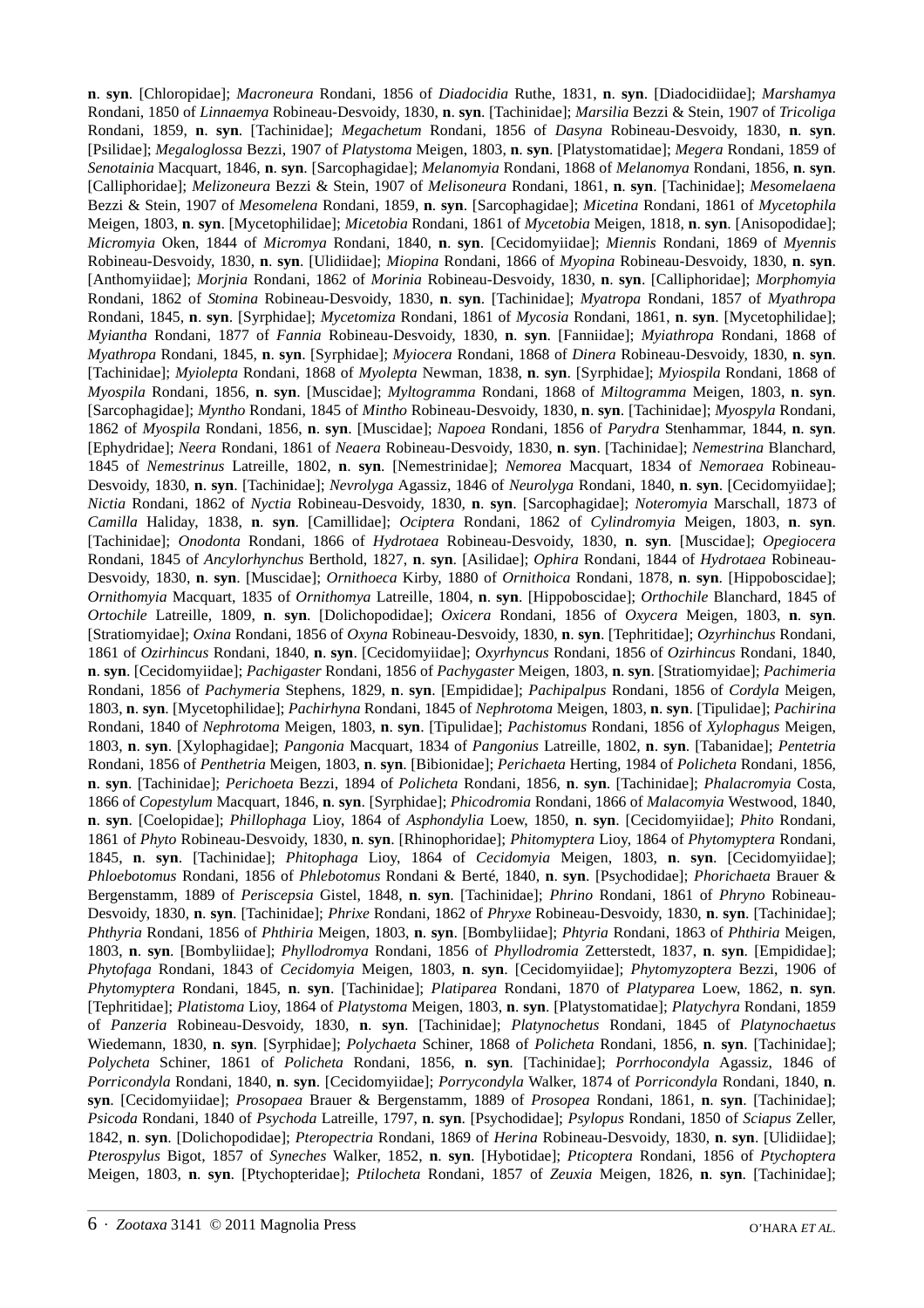**n**. **syn**. [Chloropidae]; *Macroneura* Rondani, 1856 of *Diadocidia* Ruthe, 1831, **n**. **syn**. [Diadocidiidae]; *Marshamya* Rondani, 1850 of *Linnaemya* Robineau-Desvoidy, 1830, **n**. **syn**. [Tachinidae]; *Marsilia* Bezzi & Stein, 1907 of *Tricoliga* Rondani, 1859, **n**. **syn**. [Tachinidae]; *Megachetum* Rondani, 1856 of *Dasyna* Robineau-Desvoidy, 1830, **n**. **syn**. [Psilidae]; *Megaloglossa* Bezzi, 1907 of *Platystoma* Meigen, 1803, **n**. **syn**. [Platystomatidae]; *Megera* Rondani, 1859 of *Senotainia* Macquart, 1846, **n**. **syn**. [Sarcophagidae]; *Melanomyia* Rondani, 1868 of *Melanomya* Rondani, 1856, **n**. **syn**. [Calliphoridae]; *Melizoneura* Bezzi & Stein, 1907 of *Melisoneura* Rondani, 1861, **n**. **syn**. [Tachinidae]; *Mesomelaena* Bezzi & Stein, 1907 of *Mesomelena* Rondani, 1859, **n**. **syn**. [Sarcophagidae]; *Micetina* Rondani, 1861 of *Mycetophila* Meigen, 1803, **n**. **syn**. [Mycetophilidae]; *Micetobia* Rondani, 1861 of *Mycetobia* Meigen, 1818, **n**. **syn**. [Anisopodidae]; *Micromyia* Oken, 1844 of *Micromya* Rondani, 1840, **n**. **syn**. [Cecidomyiidae]; *Miennis* Rondani, 1869 of *Myennis* Robineau-Desvoidy, 1830, **n**. **syn**. [Ulidiidae]; *Miopina* Rondani, 1866 of *Myopina* Robineau-Desvoidy, 1830, **n**. **syn**. [Anthomyiidae]; *Morjnia* Rondani, 1862 of *Morinia* Robineau-Desvoidy, 1830, **n**. **syn**. [Calliphoridae]; *Morphomyia* Rondani, 1862 of *Stomina* Robineau-Desvoidy, 1830, **n**. **syn**. [Tachinidae]; *Myatropa* Rondani, 1857 of *Myathropa* Rondani, 1845, **n**. **syn**. [Syrphidae]; *Mycetomiza* Rondani, 1861 of *Mycosia* Rondani, 1861, **n**. **syn**. [Mycetophilidae]; *Myiantha* Rondani, 1877 of *Fannia* Robineau-Desvoidy, 1830, **n**. **syn**. [Fanniidae]; *Myiathropa* Rondani, 1868 of *Myathropa* Rondani, 1845, **n**. **syn**. [Syrphidae]; *Myiocera* Rondani, 1868 of *Dinera* Robineau-Desvoidy, 1830, **n**. **syn**. [Tachinidae]; *Myiolepta* Rondani, 1868 of *Myolepta* Newman, 1838, **n**. **syn**. [Syrphidae]; *Myiospila* Rondani, 1868 of *Myospila* Rondani, 1856, **n**. **syn**. [Muscidae]; *Myltogramma* Rondani, 1868 of *Miltogramma* Meigen, 1803, **n**. **syn**. [Sarcophagidae]; *Myntho* Rondani, 1845 of *Mintho* Robineau-Desvoidy, 1830, **n**. **syn**. [Tachinidae]; *Myospyla* Rondani, 1862 of *Myospila* Rondani, 1856, **n**. **syn**. [Muscidae]; *Napoea* Rondani, 1856 of *Parydra* Stenhammar, 1844, **n**. **syn**. [Ephydridae]; *Neera* Rondani, 1861 of *Neaera* Robineau-Desvoidy, 1830, **n**. **syn**. [Tachinidae]; *Nemestrina* Blanchard, 1845 of *Nemestrinus* Latreille, 1802, **n**. **syn**. [Nemestrinidae]; *Nemorea* Macquart, 1834 of *Nemoraea* Robineau-Desvoidy, 1830, **n**. **syn**. [Tachinidae]; *Nevrolyga* Agassiz, 1846 of *Neurolyga* Rondani, 1840, **n**. **syn**. [Cecidomyiidae]; *Nictia* Rondani, 1862 of *Nyctia* Robineau-Desvoidy, 1830, **n**. **syn**. [Sarcophagidae]; *Noteromyia* Marschall, 1873 of *Camilla* Haliday, 1838, **n**. **syn**. [Camillidae]; *Ociptera* Rondani, 1862 of *Cylindromyia* Meigen, 1803, **n**. **syn**. [Tachinidae]; *Onodonta* Rondani, 1866 of *Hydrotaea* Robineau-Desvoidy, 1830, **n**. **syn**. [Muscidae]; *Opegiocera* Rondani, 1845 of *Ancylorhynchus* Berthold, 1827, **n**. **syn**. [Asilidae]; *Ophira* Rondani, 1844 of *Hydrotaea* Robineau-Desvoidy, 1830, **n**. **syn**. [Muscidae]; *Ornithoeca* Kirby, 1880 of *Ornithoica* Rondani, 1878, **n**. **syn**. [Hippoboscidae]; *Ornithomyia* Macquart, 1835 of *Ornithomya* Latreille, 1804, **n**. **syn**. [Hippoboscidae]; *Orthochile* Blanchard, 1845 of *Ortochile* Latreille, 1809, **n**. **syn**. [Dolichopodidae]; *Oxicera* Rondani, 1856 of *Oxycera* Meigen, 1803, **n**. **syn**. [Stratiomyidae]; *Oxina* Rondani, 1856 of *Oxyna* Robineau-Desvoidy, 1830, **n**. **syn**. [Tephritidae]; *Ozyrhinchus* Rondani, 1861 of *Ozirhincus* Rondani, 1840, **n**. **syn**. [Cecidomyiidae]; *Oxyrhyncus* Rondani, 1856 of *Ozirhincus* Rondani, 1840, **n**. **syn**. [Cecidomyiidae]; *Pachigaster* Rondani, 1856 of *Pachygaster* Meigen, 1803, **n**. **syn**. [Stratiomyidae]; *Pachimeria* Rondani, 1856 of *Pachymeria* Stephens, 1829, **n**. **syn**. [Empididae]; *Pachipalpus* Rondani, 1856 of *Cordyla* Meigen, 1803, **n**. **syn**. [Mycetophilidae]; *Pachirhyna* Rondani, 1845 of *Nephrotoma* Meigen, 1803, **n**. **syn**. [Tipulidae]; *Pachirina* Rondani, 1840 of *Nephrotoma* Meigen, 1803, **n**. **syn**. [Tipulidae]; *Pachistomus* Rondani, 1856 of *Xylophagus* Meigen, 1803, **n**. **syn**. [Xylophagidae]; *Pangonia* Macquart, 1834 of *Pangonius* Latreille, 1802, **n**. **syn**. [Tabanidae]; *Pentetria* Rondani, 1856 of *Penthetria* Meigen, 1803, **n**. **syn**. [Bibionidae]; *Perichaeta* Herting, 1984 of *Policheta* Rondani, 1856, **n**. **syn**. [Tachinidae]; *Perichoeta* Bezzi, 1894 of *Policheta* Rondani, 1856, **n**. **syn**. [Tachinidae]; *Phalacromyia* Costa, 1866 of *Copestylum* Macquart, 1846, **n**. **syn**. [Syrphidae]; *Phicodromia* Rondani, 1866 of *Malacomyia* Westwood, 1840, **n**. **syn**. [Coelopidae]; *Phillophaga* Lioy, 1864 of *Asphondylia* Loew, 1850, **n**. **syn**. [Cecidomyiidae]; *Phito* Rondani, 1861 of *Phyto* Robineau-Desvoidy, 1830, **n**. **syn**. [Rhinophoridae]; *Phitomyptera* Lioy, 1864 of *Phytomyptera* Rondani, 1845, **n**. **syn**. [Tachinidae]; *Phitophaga* Lioy, 1864 of *Cecidomyia* Meigen, 1803, **n**. **syn**. [Cecidomyiidae]; *Phloebotomus* Rondani, 1856 of *Phlebotomus* Rondani & Berté, 1840, **n**. **syn**. [Psychodidae]; *Phorichaeta* Brauer & Bergenstamm, 1889 of *Periscepsia* Gistel, 1848, **n**. **syn**. [Tachinidae]; *Phrino* Rondani, 1861 of *Phryno* Robineau-Desvoidy, 1830, **n**. **syn**. [Tachinidae]; *Phrixe* Rondani, 1862 of *Phryxe* Robineau-Desvoidy, 1830, **n**. **syn**. [Tachinidae]; *Phthyria* Rondani, 1856 of *Phthiria* Meigen, 1803, **n**. **syn**. [Bombyliidae]; *Phtyria* Rondani, 1863 of *Phthiria* Meigen, 1803, **n**. **syn**. [Bombyliidae]; *Phyllodromya* Rondani, 1856 of *Phyllodromia* Zetterstedt, 1837, **n**. **syn**. [Empididae]; *Phytofaga* Rondani, 1843 of *Cecidomyia* Meigen, 1803, **n**. **syn**. [Cecidomyiidae]; *Phytomyzoptera* Bezzi, 1906 of *Phytomyptera* Rondani, 1845, **n**. **syn**. [Tachinidae]; *Platiparea* Rondani, 1870 of *Platyparea* Loew, 1862, **n**. **syn**. [Tephritidae]; *Platistoma* Lioy, 1864 of *Platystoma* Meigen, 1803, **n**. **syn**. [Platystomatidae]; *Platychyra* Rondani, 1859 of *Panzeria* Robineau-Desvoidy, 1830, **n**. **syn**. [Tachinidae]; *Platynochetus* Rondani, 1845 of *Platynochaetus* Wiedemann, 1830, **n**. **syn**. [Syrphidae]; *Polychaeta* Schiner, 1868 of *Policheta* Rondani, 1856, **n**. **syn**. [Tachinidae]; *Polycheta* Schiner, 1861 of *Policheta* Rondani, 1856, **n**. **syn**. [Tachinidae]; *Porrhocondyla* Agassiz, 1846 of *Porricondyla* Rondani, 1840, **n**. **syn**. [Cecidomyiidae]; *Porrycondyla* Walker, 1874 of *Porricondyla* Rondani, 1840, **n**. **syn**. [Cecidomyiidae]; *Prosopaea* Brauer & Bergenstamm, 1889 of *Prosopea* Rondani, 1861, **n**. **syn**. [Tachinidae]; *Psicoda* Rondani, 1840 of *Psychoda* Latreille, 1797, **n**. **syn**. [Psychodidae]; *Psylopus* Rondani, 1850 of *Sciapus* Zeller, 1842, **n**. **syn**. [Dolichopodidae]; *Pteropectria* Rondani, 1869 of *Herina* Robineau-Desvoidy, 1830, **n**. **syn**. [Ulidiidae]; *Pterospylus* Bigot, 1857 of *Syneches* Walker, 1852, **n**. **syn**. [Hybotidae]; *Pticoptera* Rondani, 1856 of *Ptychoptera* Meigen, 1803, **n**. **syn**. [Ptychopteridae]; *Ptilocheta* Rondani, 1857 of *Zeuxia* Meigen, 1826, **n**. **syn**. [Tachinidae];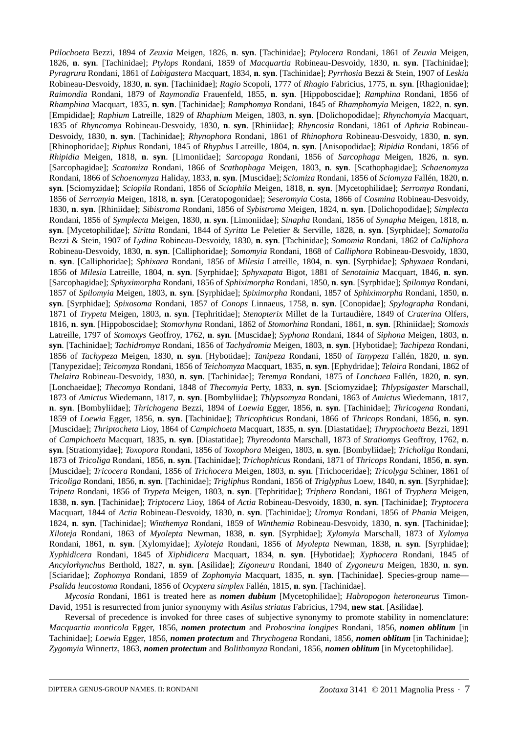*Ptilochoeta* Bezzi, 1894 of *Zeuxia* Meigen, 1826, **n**. **syn**. [Tachinidae]; *Ptylocera* Rondani, 1861 of *Zeuxia* Meigen, 1826, **n**. **syn**. [Tachinidae]; *Ptylops* Rondani, 1859 of *Macquartia* Robineau-Desvoidy, 1830, **n**. **syn**. [Tachinidae]; *Pyragrura* Rondani, 1861 of *Labigastera* Macquart, 1834, **n**. **syn**. [Tachinidae]; *Pyrrhosia* Bezzi & Stein, 1907 of *Leskia* Robineau-Desvoidy, 1830, **n**. **syn**. [Tachinidae]; *Ragio* Scopoli, 1777 of *Rhagio* Fabricius, 1775, **n**. **syn**. [Rhagionidae]; *Raimondia* Rondani, 1879 of *Raymondia* Frauenfeld, 1855, **n**. **syn**. [Hippoboscidae]; *Ramphina* Rondani, 1856 of *Rhamphina* Macquart, 1835, **n**. **syn**. [Tachinidae]; *Ramphomya* Rondani, 1845 of *Rhamphomyia* Meigen, 1822, **n**. **syn**. [Empididae]; *Raphium* Latreille, 1829 of *Rhaphium* Meigen, 1803, **n**. **syn**. [Dolichopodidae]; *Rhynchomyia* Macquart, 1835 of *Rhyncomya* Robineau-Desvoidy, 1830, **n**. **syn**. [Rhiniidae]; *Rhyncosia* Rondani, 1861 of *Aphria* Robineau-Desvoidy, 1830, **n**. **syn**. [Tachinidae]; *Rhynophora* Rondani, 1861 of *Rhinophora* Robineau-Desvoidy, 1830, **n**. **syn**. [Rhinophoridae]; *Riphus* Rondani, 1845 of *Rhyphus* Latreille, 1804, **n**. **syn**. [Anisopodidae]; *Ripidia* Rondani, 1856 of *Rhipidia* Meigen, 1818, **n**. **syn**. [Limoniidae]; *Sarcopaga* Rondani, 1856 of *Sarcophaga* Meigen, 1826, **n**. **syn**. [Sarcophagidae]; *Scatomiza* Rondani, 1866 of *Scathophaga* Meigen, 1803, **n**. **syn**. [Scathophagidae]; *Schaenomyza* Rondani, 1866 of *Schoenomyza* Haliday, 1833, **n**. **syn**. [Muscidae]; *Sciomiza* Rondani, 1856 of *Sciomyza* Fallén, 1820, **n**. **syn**. [Sciomyzidae]; *Sciopila* Rondani, 1856 of *Sciophila* Meigen, 1818, **n**. **syn**. [Mycetophilidae]; *Serromya* Rondani, 1856 of *Serromyia* Meigen, 1818, **n**. **syn**. [Ceratopogonidae]; *Seseromyia* Costa, 1866 of *Cosmina* Robineau-Desvoidy, 1830, **n**. **syn**. [Rhiniidae]; *Sibistroma* Rondani, 1856 of *Sybistroma* Meigen, 1824, **n**. **syn**. [Dolichopodidae]; *Simplecta* Rondani, 1856 of *Symplecta* Meigen, 1830, **n**. **syn**. [Limoniidae]; *Sinapha* Rondani, 1856 of *Synapha* Meigen, 1818, **n**. **syn**. [Mycetophilidae]; *Siritta* Rondani, 1844 of *Syritta* Le Peletier & Serville, 1828, **n**. **syn**. [Syrphidae]; *Somatolia* Bezzi & Stein, 1907 of *Lydina* Robineau-Desvoidy, 1830, **n**. **syn**. [Tachinidae]; *Somomia* Rondani, 1862 of *Calliphora* Robineau-Desvoidy, 1830, **n**. **syn**. [Calliphoridae]; *Somomyia* Rondani, 1868 of *Calliphora* Robineau-Desvoidy, 1830, **n**. **syn**. [Calliphoridae]; *Sphixaea* Rondani, 1856 of *Milesia* Latreille, 1804, **n**. **syn**. [Syrphidae]; *Sphyxaea* Rondani, 1856 of *Milesia* Latreille, 1804, **n**. **syn**. [Syrphidae]; *Sphyxapata* Bigot, 1881 of *Senotainia* Macquart, 1846, **n**. **syn**. [Sarcophagidae]; *Sphyximorpha* Rondani, 1856 of *Sphiximorpha* Rondani, 1850, **n**. **syn**. [Syrphidae]; *Spilomya* Rondani, 1857 of *Spilomyia* Meigen, 1803, **n**. **syn**. [Syrphidae]; *Spiximorpha* Rondani, 1857 of *Sphiximorpha* Rondani, 1850, **n**. **syn**. [Syrphidae]; *Spixosoma* Rondani, 1857 of *Conops* Linnaeus, 1758, **n**. **syn**. [Conopidae]; *Spylographa* Rondani, 1871 of *Trypeta* Meigen, 1803, **n**. **syn**. [Tephritidae]; *Stenopterix* Millet de la Turtaudière, 1849 of *Craterina* Olfers, 1816, **n**. **syn**. [Hippoboscidae]; *Stomorhyna* Rondani, 1862 of *Stomorhina* Rondani, 1861, **n**. **syn**. [Rhiniidae]; *Stomoxis* Latreille, 1797 of *Stomoxys* Geoffroy, 1762, **n**. **syn**. [Muscidae]; *Syphona* Rondani, 1844 of *Siphona* Meigen, 1803, **n**. **syn**. [Tachinidae]; *Tachidromya* Rondani, 1856 of *Tachydromia* Meigen, 1803, **n**. **syn**. [Hybotidae]; *Tachipeza* Rondani, 1856 of *Tachypeza* Meigen, 1830, **n**. **syn**. [Hybotidae]; *Tanipeza* Rondani, 1850 of *Tanypeza* Fallén, 1820, **n**. **syn**. [Tanypezidae]; *Teicomyza* Rondani, 1856 of *Teichomyza* Macquart, 1835, **n**. **syn**. [Ephydridae]; *Telaira* Rondani, 1862 of *Thelaira* Robineau-Desvoidy, 1830, **n**. **syn**. [Tachinidae]; *Teremya* Rondani, 1875 of *Lonchaea* Fallén, 1820, **n**. **syn**. [Lonchaeidae]; *Thecomya* Rondani, 1848 of *Thecomyia* Perty, 1833, **n**. **syn**. [Sciomyzidae]; *Thlypsigaster* Marschall, 1873 of *Amictus* Wiedemann, 1817, **n**. **syn**. [Bombyliidae]; *Thlypsomyza* Rondani, 1863 of *Amictus* Wiedemann, 1817, **n**. **syn**. [Bombyliidae]; *Thrichogena* Bezzi, 1894 of *Loewia* Egger, 1856, **n**. **syn**. [Tachinidae]; *Thricogena* Rondani, 1859 of *Loewia* Egger, 1856, **n**. **syn**. [Tachinidae]; *Thricophticus* Rondani, 1866 of *Thricops* Rondani, 1856, **n**. **syn**. [Muscidae]; *Thriptocheta* Lioy, 1864 of *Campichoeta* Macquart, 1835, **n**. **syn**. [Diastatidae]; *Thryptochoeta* Bezzi, 1891 of *Campichoeta* Macquart, 1835, **n**. **syn**. [Diastatidae]; *Thyreodonta* Marschall, 1873 of *Stratiomys* Geoffroy, 1762, **n**. **syn**. [Stratiomyidae]; *Toxopora* Rondani, 1856 of *Toxophora* Meigen, 1803, **n**. **syn**. [Bombyliidae]; *Tricholiga* Rondani, 1873 of *Tricoliga* Rondani, 1856, **n**. **syn**. [Tachinidae]; *Trichophticus* Rondani, 1871 of *Thricops* Rondani, 1856, **n**. **syn**. [Muscidae]; *Tricocera* Rondani, 1856 of *Trichocera* Meigen, 1803, **n**. **syn**. [Trichoceridae]; *Tricolyga* Schiner, 1861 of *Tricoliga* Rondani, 1856, **n**. **syn**. [Tachinidae]; *Trigliphus* Rondani, 1856 of *Triglyphus* Loew, 1840, **n**. **syn**. [Syrphidae]; *Tripeta* Rondani, 1856 of *Trypeta* Meigen, 1803, **n**. **syn**. [Tephritidae]; *Triphera* Rondani, 1861 of *Tryphera* Meigen, 1838, **n**. **syn**. [Tachinidae]; *Triptocera* Lioy, 1864 of *Actia* Robineau-Desvoidy, 1830, **n**. **syn**. [Tachinidae]; *Tryptocera* Macquart, 1844 of *Actia* Robineau-Desvoidy, 1830, **n**. **syn**. [Tachinidae]; *Uromya* Rondani, 1856 of *Phania* Meigen, 1824, **n**. **syn**. [Tachinidae]; *Winthemya* Rondani, 1859 of *Winthemia* Robineau-Desvoidy, 1830, **n**. **syn**. [Tachinidae]; *Xiloteja* Rondani, 1863 of *Myolepta* Newman, 1838, **n**. **syn**. [Syrphidae]; *Xylomyia* Marschall, 1873 of *Xylomya* Rondani, 1861, **n**. **syn**. [Xylomyidae]; *Xyloteja* Rondani, 1856 of *Myolepta* Newman, 1838, **n**. **syn**. [Syrphidae]; *Xyphidicera* Rondani, 1845 of *Xiphidicera* Macquart, 1834, **n**. **syn**. [Hybotidae]; *Xyphocera* Rondani, 1845 of *Ancylorhynchus* Berthold, 1827, **n**. **syn**. [Asilidae]; *Zigoneura* Rondani, 1840 of *Zygoneura* Meigen, 1830, **n**. **syn**. [Sciaridae]; *Zophomya* Rondani, 1859 of *Zophomyia* Macquart, 1835, **n**. **syn**. [Tachinidae]. Species-group name—*Psalida leucostoma* Rondani, 1856 of *Ocyptera simplex* Fallén, 1815, **n**. **syn**. [Tachinidae].

*Mycosia* Rondani, 1861 is treated here as ***nomen dubium*** [Mycetophilidae]; *Habropogon heteroneurus* Timon-David, 1951 is resurrected from junior synonymy with *Asilus striatus* Fabricius, 1794, **new stat**. [Asilidae].

Reversal of precedence is invoked for three cases of subjective synonymy to promote stability in nomenclature: *Macquartia monticola* Egger, 1856, ***nomen protectum*** and *Proboscina longipes* Rondani, 1856, ***nomen oblitum*** [in Tachinidae]; *Loewia* Egger, 1856, ***nomen protectum*** and *Thrychogena* Rondani, 1856, ***nomen oblitum*** [in Tachinidae]; *Zygomyia* Winnertz, 1863, ***nomen protectum*** and *Bolithomyza* Rondani, 1856, ***nomen oblitum*** [in Mycetophilidae].